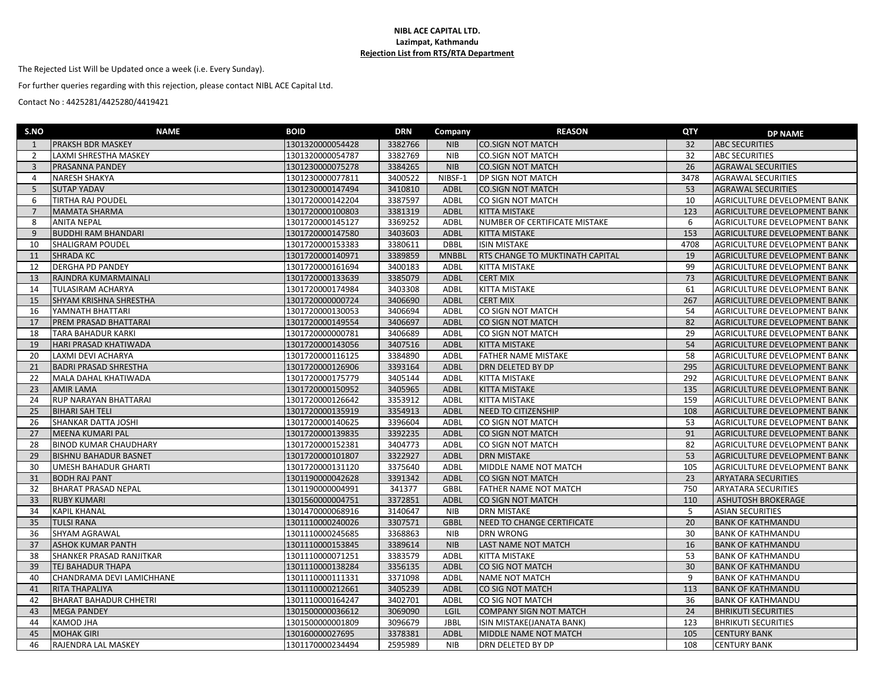**NIBL ACE CAPITAL LTD.**
**Lazimpat, Kathmandu**
**Rejection List from RTS/RTA Department**

The Rejected List Will be Updated once a week (i.e. Every Sunday).

For further queries regarding with this rejection, please contact NIBL ACE Capital Ltd.

Contact No : 4425281/4425280/4419421

| S.NO | NAME | BOID | DRN | Company | REASON | QTY | DP NAME |
|---|---|---|---|---|---|---|---|
| 1 | PRAKSH BDR MASKEY | 1301320000054428 | 3382766 | NIB | CO.SIGN NOT MATCH | 32 | ABC SECURITIES |
| 2 | LAXMI SHRESTHA MASKEY | 1301320000054787 | 3382769 | NIB | CO.SIGN NOT MATCH | 32 | ABC SECURITIES |
| 3 | PRASANNA PANDEY | 1301230000075278 | 3384265 | NIB | CO.SIGN NOT MATCH | 26 | AGRAWAL SECURITIES |
| 4 | NARESH SHAKYA | 1301230000077811 | 3400522 | NIBSF-1 | DP SIGN NOT MATCH | 3478 | AGRAWAL SECURITIES |
| 5 | SUTAP YADAV | 1301230000147494 | 3410810 | ADBL | CO.SIGN NOT MATCH | 53 | AGRAWAL SECURITIES |
| 6 | TIRTHA RAJ POUDEL | 1301720000142204 | 3387597 | ADBL | CO SIGN NOT MATCH | 10 | AGRICULTURE DEVELOPMENT BANK |
| 7 | MAMATA SHARMA | 1301720000100803 | 3381319 | ADBL | KITTA MISTAKE | 123 | AGRICULTURE DEVELOPMENT BANK |
| 8 | ANITA NEPAL | 1301720000145127 | 3369252 | ADBL | NUMBER OF CERTIFICATE MISTAKE | 6 | AGRICULTURE DEVELOPMENT BANK |
| 9 | BUDDHI RAM BHANDARI | 1301720000147580 | 3403603 | ADBL | KITTA MISTAKE | 153 | AGRICULTURE DEVELOPMENT BANK |
| 10 | SHALIGRAM POUDEL | 1301720000153383 | 3380611 | DBBL | ISIN MISTAKE | 4708 | AGRICULTURE DEVELOPMENT BANK |
| 11 | SHRADA KC | 1301720000140971 | 3389859 | MNBBL | RTS CHANGE TO MUKTINATH CAPITAL | 19 | AGRICULTURE DEVELOPMENT BANK |
| 12 | DERGHA PD PANDEY | 1301720000161694 | 3400183 | ADBL | KITTA MISTAKE | 99 | AGRICULTURE DEVELOPMENT BANK |
| 13 | RAJNDRA KUMARMAINALI | 1301720000133639 | 3385079 | ADBL | CERT MIX | 73 | AGRICULTURE DEVELOPMENT BANK |
| 14 | TULASIRAM ACHARYA | 1301720000174984 | 3403308 | ADBL | KITTA MISTAKE | 61 | AGRICULTURE DEVELOPMENT BANK |
| 15 | SHYAM KRISHNA SHRESTHA | 1301720000000724 | 3406690 | ADBL | CERT MIX | 267 | AGRICULTURE DEVELOPMENT BANK |
| 16 | YAMNATH BHATTARI | 1301720000130053 | 3406694 | ADBL | CO SIGN NOT MATCH | 54 | AGRICULTURE DEVELOPMENT BANK |
| 17 | PREM PRASAD BHATTARAI | 1301720000149554 | 3406697 | ADBL | CO SIGN NOT MATCH | 82 | AGRICULTURE DEVELOPMENT BANK |
| 18 | TARA BAHADUR KARKI | 1301720000000781 | 3406689 | ADBL | CO SIGN NOT MATCH | 29 | AGRICULTURE DEVELOPMENT BANK |
| 19 | HARI PRASAD KHATIWADA | 1301720000143056 | 3407516 | ADBL | KITTA MISTAKE | 54 | AGRICULTURE DEVELOPMENT BANK |
| 20 | LAXMI DEVI ACHARYA | 1301720000116125 | 3384890 | ADBL | FATHER NAME MISTAKE | 58 | AGRICULTURE DEVELOPMENT BANK |
| 21 | BADRI PRASAD SHRESTHA | 1301720000126906 | 3393164 | ADBL | DRN DELETED BY DP | 295 | AGRICULTURE DEVELOPMENT BANK |
| 22 | MALA DAHAL KHATIWADA | 1301720000175779 | 3405144 | ADBL | KITTA MISTAKE | 292 | AGRICULTURE DEVELOPMENT BANK |
| 23 | AMIR LAMA | 1301720000150952 | 3405965 | ADBL | KITTA MISTAKE | 135 | AGRICULTURE DEVELOPMENT BANK |
| 24 | RUP NARAYAN BHATTARAI | 1301720000126642 | 3353912 | ADBL | KITTA MISTAKE | 159 | AGRICULTURE DEVELOPMENT BANK |
| 25 | BIHARI SAH TELI | 1301720000135919 | 3354913 | ADBL | NEED TO CITIZENSHIP | 108 | AGRICULTURE DEVELOPMENT BANK |
| 26 | SHANKAR DATTA JOSHI | 1301720000140625 | 3396604 | ADBL | CO SIGN NOT MATCH | 53 | AGRICULTURE DEVELOPMENT BANK |
| 27 | MEENA KUMARI PAL | 1301720000139835 | 3392235 | ADBL | CO SIGN NOT MATCH | 91 | AGRICULTURE DEVELOPMENT BANK |
| 28 | BINOD KUMAR CHAUDHARY | 1301720000152381 | 3404773 | ADBL | CO SIGN NOT MATCH | 82 | AGRICULTURE DEVELOPMENT BANK |
| 29 | BISHNU BAHADUR BASNET | 1301720000101807 | 3322927 | ADBL | DRN MISTAKE | 53 | AGRICULTURE DEVELOPMENT BANK |
| 30 | UMESH BAHADUR GHARTI | 1301720000131120 | 3375640 | ADBL | MIDDLE NAME NOT MATCH | 105 | AGRICULTURE DEVELOPMENT BANK |
| 31 | BODH RAJ PANT | 1301190000042628 | 3391342 | ADBL | CO SIGN NOT MATCH | 23 | ARYATARA SECURITIES |
| 32 | BHARAT PRASAD NEPAL | 1301190000004991 | 341377 | GBBL | FATHER NAME NOT MATCH | 750 | ARYATARA SECURITIES |
| 33 | RUBY KUMARI | 1301560000004751 | 3372851 | ADBL | CO SIGN NOT MATCH | 110 | ASHUTOSH BROKERAGE |
| 34 | KAPIL KHANAL | 1301470000068916 | 3140647 | NIB | DRN MISTAKE | 5 | ASIAN SECURITIES |
| 35 | TULSI RANA | 1301110000240026 | 3307571 | GBBL | NEED TO CHANGE CERTIFICATE | 20 | BANK OF KATHMANDU |
| 36 | SHYAM AGRAWAL | 1301110000245685 | 3368863 | NIB | DRN WRONG | 30 | BANK OF KATHMANDU |
| 37 | ASHOK KUMAR PANTH | 1301110000153845 | 3389614 | NIB | LAST NAME NOT MATCH | 16 | BANK OF KATHMANDU |
| 38 | SHANKER PRASAD RANJITKAR | 1301110000071251 | 3383579 | ADBL | KITTA MISTAKE | 53 | BANK OF KATHMANDU |
| 39 | TEJ BAHADUR THAPA | 1301110000138284 | 3356135 | ADBL | CO SIG NOT MATCH | 30 | BANK OF KATHMANDU |
| 40 | CHANDRAMA DEVI LAMICHHANE | 1301110000111331 | 3371098 | ADBL | NAME NOT MATCH | 9 | BANK OF KATHMANDU |
| 41 | RITA THAPALIYA | 1301110000212661 | 3405239 | ADBL | CO SIG NOT MATCH | 113 | BANK OF KATHMANDU |
| 42 | BHARAT BAHADUR CHHETRI | 1301110000164247 | 3402701 | ADBL | CO SIG NOT MATCH | 36 | BANK OF KATHMANDU |
| 43 | MEGA PANDEY | 1301500000036612 | 3069090 | LGIL | COMPANY SIGN NOT MATCH | 24 | BHRIKUTI SECURITIES |
| 44 | KAMOD JHA | 1301500000001809 | 3096679 | JBBL | ISIN MISTAKE(JANATA BANK) | 123 | BHRIKUTI SECURITIES |
| 45 | MOHAK GIRI | 130160000027695 | 3378381 | ADBL | MIDDLE NAME NOT MATCH | 105 | CENTURY BANK |
| 46 | RAJENDRA LAL MASKEY | 1301170000234494 | 2595989 | NIB | DRN DELETED BY DP | 108 | CENTURY BANK |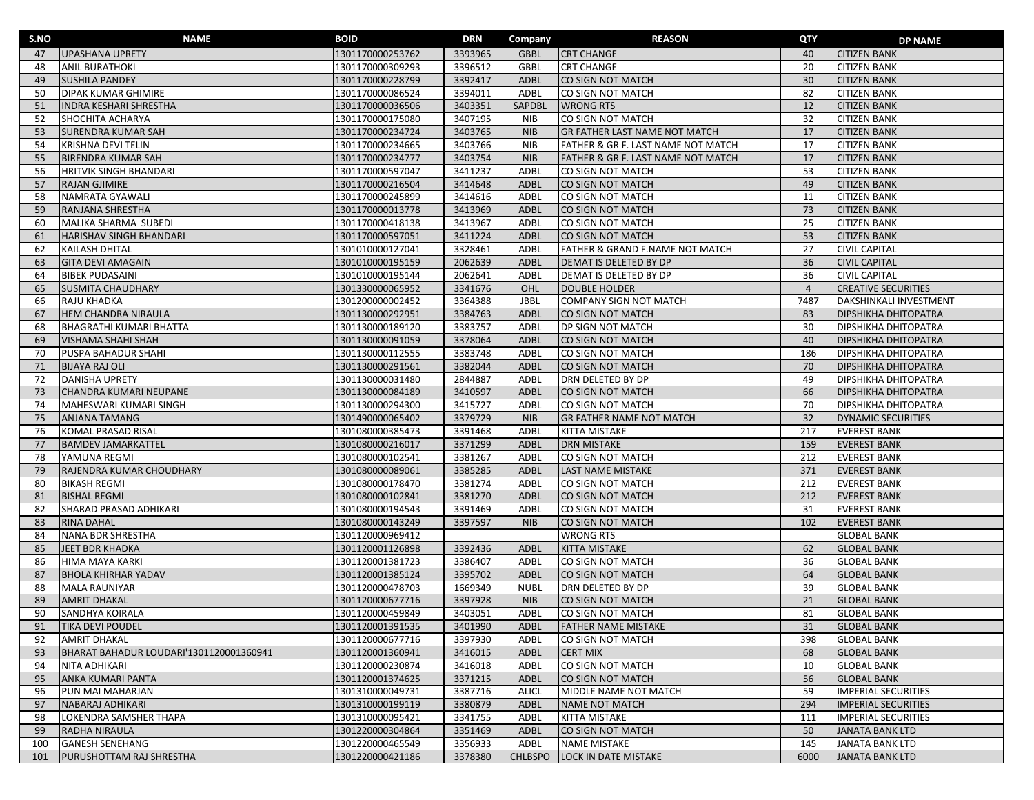| S.NO | NAME | BOID | DRN | Company | REASON | QTY | DP NAME |
|---|---|---|---|---|---|---|---|
| 47 | UPASHANA UPRETY | 1301170000253762 | 3393965 | GBBL | CRT CHANGE | 40 | CITIZEN BANK |
| 48 | ANIL BURATHOKI | 1301170000309293 | 3396512 | GBBL | CRT CHANGE | 20 | CITIZEN BANK |
| 49 | SUSHILA PANDEY | 1301170000228799 | 3392417 | ADBL | CO SIGN NOT MATCH | 30 | CITIZEN BANK |
| 50 | DIPAK KUMAR GHIMIRE | 1301170000086524 | 3394011 | ADBL | CO SIGN NOT MATCH | 82 | CITIZEN BANK |
| 51 | INDRA KESHARI SHRESTHA | 1301170000036506 | 3403351 | SAPDBL | WRONG RTS | 12 | CITIZEN BANK |
| 52 | SHOCHITA ACHARYA | 1301170000175080 | 3407195 | NIB | CO SIGN NOT MATCH | 32 | CITIZEN BANK |
| 53 | SURENDRA KUMAR SAH | 1301170000234724 | 3403765 | NIB | GR FATHER LAST NAME NOT MATCH | 17 | CITIZEN BANK |
| 54 | KRISHNA DEVI TELIN | 1301170000234665 | 3403766 | NIB | FATHER & GR F. LAST NAME NOT MATCH | 17 | CITIZEN BANK |
| 55 | BIRENDRA KUMAR SAH | 1301170000234777 | 3403754 | NIB | FATHER & GR F. LAST NAME NOT MATCH | 17 | CITIZEN BANK |
| 56 | HRITVIK SINGH BHANDARI | 1301170000597047 | 3411237 | ADBL | CO SIGN NOT MATCH | 53 | CITIZEN BANK |
| 57 | RAJAN GJIMIRE | 1301170000216504 | 3414648 | ADBL | CO SIGN NOT MATCH | 49 | CITIZEN BANK |
| 58 | NAMRATA GYAWALI | 1301170000245899 | 3414616 | ADBL | CO SIGN NOT MATCH | 11 | CITIZEN BANK |
| 59 | RANJANA SHRESTHA | 1301170000013778 | 3413969 | ADBL | CO SIGN NOT MATCH | 73 | CITIZEN BANK |
| 60 | MALIKA SHARMA SUBEDI | 1301170000418138 | 3413967 | ADBL | CO SIGN NOT MATCH | 25 | CITIZEN BANK |
| 61 | HARISHAV SINGH BHANDARI | 1301170000597051 | 3411224 | ADBL | CO SIGN NOT MATCH | 53 | CITIZEN BANK |
| 62 | KAILASH DHITAL | 1301010000127041 | 3328461 | ADBL | FATHER & GRAND F.NAME NOT MATCH | 27 | CIVIL CAPITAL |
| 63 | GITA DEVI AMAGAIN | 1301010000195159 | 2062639 | ADBL | DEMAT IS DELETED BY DP | 36 | CIVIL CAPITAL |
| 64 | BIBEK PUDASAINI | 1301010000195144 | 2062641 | ADBL | DEMAT IS DELETED BY DP | 36 | CIVIL CAPITAL |
| 65 | SUSMITA CHAUDHARY | 1301330000065952 | 3341676 | OHL | DOUBLE HOLDER | 4 | CREATIVE SECURITIES |
| 66 | RAJU KHADKA | 1301200000002452 | 3364388 | JBBL | COMPANY SIGN NOT MATCH | 7487 | DAKSHINKALI INVESTMENT |
| 67 | HEM CHANDRA NIRAULA | 1301130000292951 | 3384763 | ADBL | CO SIGN NOT MATCH | 83 | DIPSHIKHA DHITOPATRA |
| 68 | BHAGRATHI KUMARI BHATTA | 1301130000189120 | 3383757 | ADBL | DP SIGN NOT MATCH | 30 | DIPSHIKHA DHITOPATRA |
| 69 | VISHAMA SHAHI SHAH | 1301130000091059 | 3378064 | ADBL | CO SIGN NOT MATCH | 40 | DIPSHIKHA DHITOPATRA |
| 70 | PUSPA BAHADUR SHAHI | 1301130000112555 | 3383748 | ADBL | CO SIGN NOT MATCH | 186 | DIPSHIKHA DHITOPATRA |
| 71 | BIJAYA RAJ OLI | 1301130000291561 | 3382044 | ADBL | CO SIGN NOT MATCH | 70 | DIPSHIKHA DHITOPATRA |
| 72 | DANISHA UPRETY | 1301130000031480 | 2844887 | ADBL | DRN DELETED BY DP | 49 | DIPSHIKHA DHITOPATRA |
| 73 | CHANDRA KUMARI NEUPANE | 1301130000084189 | 3410597 | ADBL | CO SIGN NOT MATCH | 66 | DIPSHIKHA DHITOPATRA |
| 74 | MAHESWARI KUMARI SINGH | 1301130000294300 | 3415727 | ADBL | CO SIGN NOT MATCH | 70 | DIPSHIKHA DHITOPATRA |
| 75 | ANJANA TAMANG | 1301490000065402 | 3379729 | NIB | GR FATHER NAME NOT MATCH | 32 | DYNAMIC SECURITIES |
| 76 | KOMAL PRASAD RISAL | 1301080000385473 | 3391468 | ADBL | KITTA MISTAKE | 217 | EVEREST BANK |
| 77 | BAMDEV JAMARKATTEL | 1301080000216017 | 3371299 | ADBL | DRN MISTAKE | 159 | EVEREST BANK |
| 78 | YAMUNA REGMI | 1301080000102541 | 3381267 | ADBL | CO SIGN NOT MATCH | 212 | EVEREST BANK |
| 79 | RAJENDRA KUMAR CHOUDHARY | 1301080000089061 | 3385285 | ADBL | LAST NAME MISTAKE | 371 | EVEREST BANK |
| 80 | BIKASH REGMI | 1301080000178470 | 3381274 | ADBL | CO SIGN NOT MATCH | 212 | EVEREST BANK |
| 81 | BISHAL REGMI | 1301080000102841 | 3381270 | ADBL | CO SIGN NOT MATCH | 212 | EVEREST BANK |
| 82 | SHARAD PRASAD ADHIKARI | 1301080000194543 | 3391469 | ADBL | CO SIGN NOT MATCH | 31 | EVEREST BANK |
| 83 | RINA DAHAL | 1301080000143249 | 3397597 | NIB | CO SIGN NOT MATCH | 102 | EVEREST BANK |
| 84 | NANA BDR SHRESTHA | 1301120000969412 | | | WRONG RTS | | GLOBAL BANK |
| 85 | JEET BDR KHADKA | 1301120001126898 | 3392436 | ADBL | KITTA MISTAKE | 62 | GLOBAL BANK |
| 86 | HIMA MAYA KARKI | 1301120001381723 | 3386407 | ADBL | CO SIGN NOT MATCH | 36 | GLOBAL BANK |
| 87 | BHOLA KHIRHAR YADAV | 1301120001385124 | 3395702 | ADBL | CO SIGN NOT MATCH | 64 | GLOBAL BANK |
| 88 | MALA RAUNIYAR | 1301120000478703 | 1669349 | NUBL | DRN DELETED BY DP | 39 | GLOBAL BANK |
| 89 | AMRIT DHAKAL | 1301120000677716 | 3397928 | NIB | CO SIGN NOT MATCH | 21 | GLOBAL BANK |
| 90 | SANDHYA KOIRALA | 1301120000459849 | 3403051 | ADBL | CO SIGN NOT MATCH | 81 | GLOBAL BANK |
| 91 | TIKA DEVI POUDEL | 1301120001391535 | 3401990 | ADBL | FATHER NAME MISTAKE | 31 | GLOBAL BANK |
| 92 | AMRIT DHAKAL | 1301120000677716 | 3397930 | ADBL | CO SIGN NOT MATCH | 398 | GLOBAL BANK |
| 93 | BHARAT BAHADUR LOUDARI'1301120001360941 | 1301120001360941 | 3416015 | ADBL | CERT MIX | 68 | GLOBAL BANK |
| 94 | NITA ADHIKARI | 1301120000230874 | 3416018 | ADBL | CO SIGN NOT MATCH | 10 | GLOBAL BANK |
| 95 | ANKA KUMARI PANTA | 1301120001374625 | 3371215 | ADBL | CO SIGN NOT MATCH | 56 | GLOBAL BANK |
| 96 | PUN MAI MAHARJAN | 1301310000049731 | 3387716 | ALICL | MIDDLE NAME NOT MATCH | 59 | IMPERIAL SECURITIES |
| 97 | NABARAJ ADHIKARI | 1301310000199119 | 3380879 | ADBL | NAME NOT MATCH | 294 | IMPERIAL SECURITIES |
| 98 | LOKENDRA SAMSHER THAPA | 1301310000095421 | 3341755 | ADBL | KITTA MISTAKE | 111 | IMPERIAL SECURITIES |
| 99 | RADHA NIRAULA | 1301220000304864 | 3351469 | ADBL | CO SIGN NOT MATCH | 50 | JANATA BANK LTD |
| 100 | GANESH SENEHANG | 1301220000465549 | 3356933 | ADBL | NAME MISTAKE | 145 | JANATA BANK LTD |
| 101 | PURUSHOTTAM RAJ SHRESTHA | 1301220000421186 | 3378380 | CHLBSPO | LOCK IN DATE MISTAKE | 6000 | JANATA BANK LTD |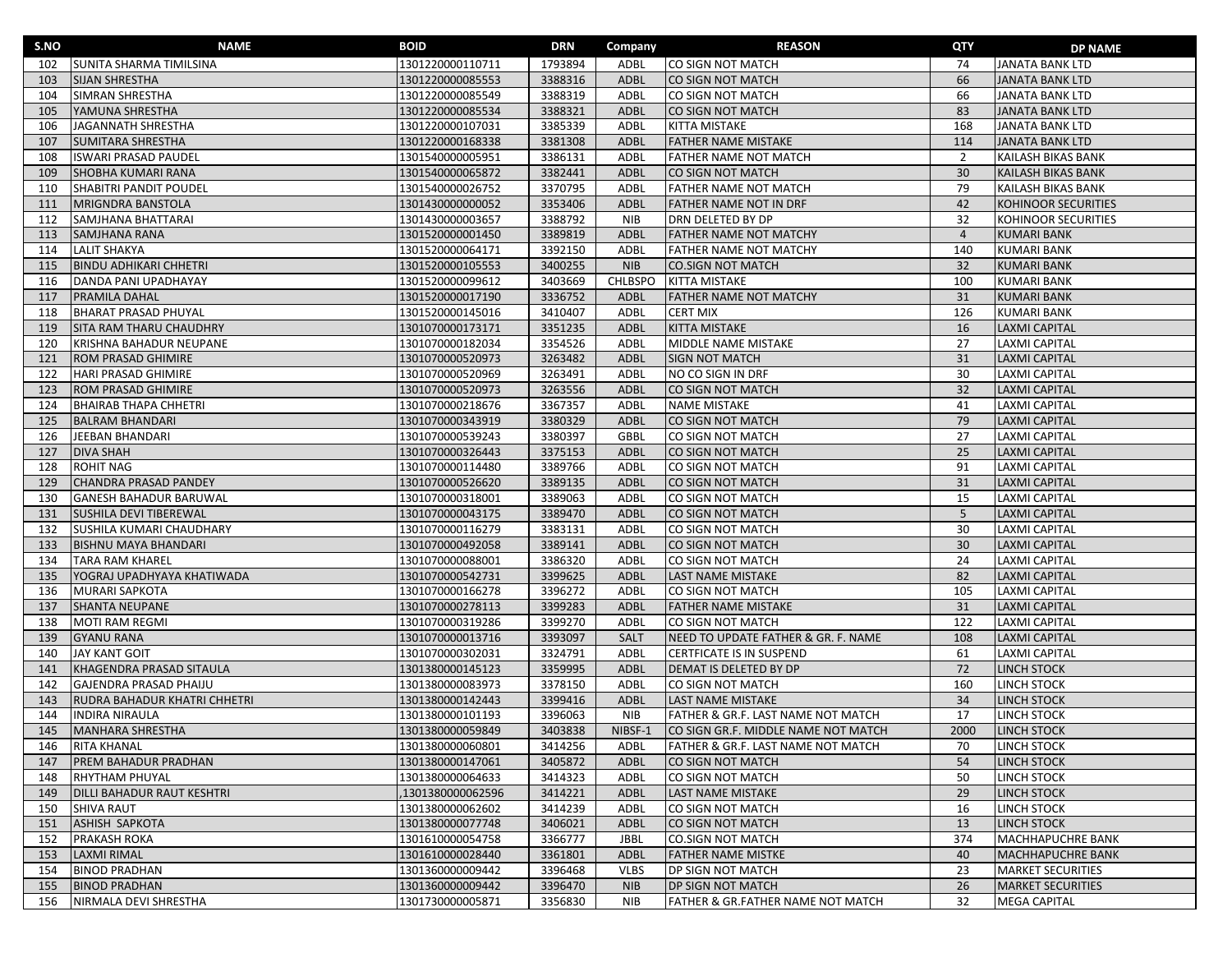| S.NO | NAME | BOID | DRN | Company | REASON | QTY | DP NAME |
|---|---|---|---|---|---|---|---|
| 102 | SUNITA SHARMA TIMILSINA | 1301220000110711 | 1793894 | ADBL | CO SIGN NOT MATCH | 74 | JANATA BANK LTD |
| 103 | SIJAN SHRESTHA | 1301220000085553 | 3388316 | ADBL | CO SIGN NOT MATCH | 66 | JANATA BANK LTD |
| 104 | SIMRAN SHRESTHA | 1301220000085549 | 3388319 | ADBL | CO SIGN NOT MATCH | 66 | JANATA BANK LTD |
| 105 | YAMUNA SHRESTHA | 1301220000085534 | 3388321 | ADBL | CO SIGN NOT MATCH | 83 | JANATA BANK LTD |
| 106 | JAGANNATH SHRESTHA | 1301220000107031 | 3385339 | ADBL | KITTA MISTAKE | 168 | JANATA BANK LTD |
| 107 | SUMITARA SHRESTHA | 1301220000168338 | 3381308 | ADBL | FATHER NAME MISTAKE | 114 | JANATA BANK LTD |
| 108 | ISWARI PRASAD PAUDEL | 1301540000005951 | 3386131 | ADBL | FATHER NAME NOT MATCH | 2 | KAILASH BIKAS BANK |
| 109 | SHOBHA KUMARI RANA | 1301540000065872 | 3382441 | ADBL | CO SIGN NOT MATCH | 30 | KAILASH BIKAS BANK |
| 110 | SHABITRI PANDIT POUDEL | 1301540000026752 | 3370795 | ADBL | FATHER NAME NOT MATCH | 79 | KAILASH BIKAS BANK |
| 111 | MRIGNDRA BANSTOLA | 1301430000000052 | 3353406 | ADBL | FATHER NAME NOT IN DRF | 42 | KOHINOOR SECURITIES |
| 112 | SAMJHANA BHATTARAI | 1301430000003657 | 3388792 | NIB | DRN DELETED BY DP | 32 | KOHINOOR SECURITIES |
| 113 | SAMJHANA RANA | 1301520000001450 | 3389819 | ADBL | FATHER NAME NOT MATCHY | 4 | KUMARI BANK |
| 114 | LALIT SHAKYA | 1301520000064171 | 3392150 | ADBL | FATHER NAME NOT MATCHY | 140 | KUMARI BANK |
| 115 | BINDU ADHIKARI CHHETRI | 1301520000105553 | 3400255 | NIB | CO.SIGN NOT MATCH | 32 | KUMARI BANK |
| 116 | DANDA PANI UPADHAYAY | 1301520000099612 | 3403669 | CHLBSPO | KITTA MISTAKE | 100 | KUMARI BANK |
| 117 | PRAMILA DAHAL | 1301520000017190 | 3336752 | ADBL | FATHER NAME NOT MATCHY | 31 | KUMARI BANK |
| 118 | BHARAT PRASAD PHUYAL | 1301520000145016 | 3410407 | ADBL | CERT MIX | 126 | KUMARI BANK |
| 119 | SITA RAM THARU CHAUDHRY | 1301070000173171 | 3351235 | ADBL | KITTA MISTAKE | 16 | LAXMI CAPITAL |
| 120 | KRISHNA BAHADUR NEUPANE | 1301070000182034 | 3354526 | ADBL | MIDDLE NAME MISTAKE | 27 | LAXMI CAPITAL |
| 121 | ROM PRASAD GHIMIRE | 1301070000520973 | 3263482 | ADBL | SIGN NOT MATCH | 31 | LAXMI CAPITAL |
| 122 | HARI PRASAD GHIMIRE | 1301070000520969 | 3263491 | ADBL | NO CO SIGN IN DRF | 30 | LAXMI CAPITAL |
| 123 | ROM PRASAD GHIMIRE | 1301070000520973 | 3263556 | ADBL | CO SIGN NOT MATCH | 32 | LAXMI CAPITAL |
| 124 | BHAIRAB THAPA CHHETRI | 1301070000218676 | 3367357 | ADBL | NAME MISTAKE | 41 | LAXMI CAPITAL |
| 125 | BALRAM BHANDARI | 1301070000343919 | 3380329 | ADBL | CO SIGN NOT MATCH | 79 | LAXMI CAPITAL |
| 126 | JEEBAN BHANDARI | 1301070000539243 | 3380397 | GBBL | CO SIGN NOT MATCH | 27 | LAXMI CAPITAL |
| 127 | DIVA SHAH | 1301070000326443 | 3375153 | ADBL | CO SIGN NOT MATCH | 25 | LAXMI CAPITAL |
| 128 | ROHIT NAG | 1301070000114480 | 3389766 | ADBL | CO SIGN NOT MATCH | 91 | LAXMI CAPITAL |
| 129 | CHANDRA PRASAD PANDEY | 1301070000526620 | 3389135 | ADBL | CO SIGN NOT MATCH | 31 | LAXMI CAPITAL |
| 130 | GANESH BAHADUR BARUWAL | 1301070000318001 | 3389063 | ADBL | CO SIGN NOT MATCH | 15 | LAXMI CAPITAL |
| 131 | SUSHILA DEVI TIBEREWAL | 1301070000043175 | 3389470 | ADBL | CO SIGN NOT MATCH | 5 | LAXMI CAPITAL |
| 132 | SUSHILA KUMARI CHAUDHARY | 1301070000116279 | 3383131 | ADBL | CO SIGN NOT MATCH | 30 | LAXMI CAPITAL |
| 133 | BISHNU MAYA BHANDARI | 1301070000492058 | 3389141 | ADBL | CO SIGN NOT MATCH | 30 | LAXMI CAPITAL |
| 134 | TARA RAM KHAREL | 1301070000088001 | 3386320 | ADBL | CO SIGN NOT MATCH | 24 | LAXMI CAPITAL |
| 135 | YOGRAJ UPADHYAYA KHATIWADA | 1301070000542731 | 3399625 | ADBL | LAST NAME MISTAKE | 82 | LAXMI CAPITAL |
| 136 | MURARI SAPKOTA | 1301070000166278 | 3396272 | ADBL | CO SIGN NOT MATCH | 105 | LAXMI CAPITAL |
| 137 | SHANTA NEUPANE | 1301070000278113 | 3399283 | ADBL | FATHER NAME MISTAKE | 31 | LAXMI CAPITAL |
| 138 | MOTI RAM REGMI | 1301070000319286 | 3399270 | ADBL | CO SIGN NOT MATCH | 122 | LAXMI CAPITAL |
| 139 | GYANU RANA | 1301070000013716 | 3393097 | SALT | NEED TO UPDATE FATHER & GR. F. NAME | 108 | LAXMI CAPITAL |
| 140 | JAY KANT GOIT | 1301070000302031 | 3324791 | ADBL | CERTFICATE IS IN SUSPEND | 61 | LAXMI CAPITAL |
| 141 | KHAGENDRA PRASAD SITAULA | 1301380000145123 | 3359995 | ADBL | DEMAT IS DELETED BY DP | 72 | LINCH STOCK |
| 142 | GAJENDRA PRASAD PHAIJU | 1301380000083973 | 3378150 | ADBL | CO SIGN NOT MATCH | 160 | LINCH STOCK |
| 143 | RUDRA BAHADUR KHATRI CHHETRI | 1301380000142443 | 3399416 | ADBL | LAST NAME MISTAKE | 34 | LINCH STOCK |
| 144 | INDIRA NIRAULA | 1301380000101193 | 3396063 | NIB | FATHER & GR.F. LAST NAME NOT MATCH | 17 | LINCH STOCK |
| 145 | MANHARA SHRESTHA | 1301380000059849 | 3403838 | NIBSF-1 | CO SIGN GR.F. MIDDLE NAME NOT MATCH | 2000 | LINCH STOCK |
| 146 | RITA KHANAL | 1301380000060801 | 3414256 | ADBL | FATHER & GR.F. LAST NAME NOT MATCH | 70 | LINCH STOCK |
| 147 | PREM BAHADUR PRADHAN | 1301380000147061 | 3405872 | ADBL | CO SIGN NOT MATCH | 54 | LINCH STOCK |
| 148 | RHYTHAM PHUYAL | 1301380000064633 | 3414323 | ADBL | CO SIGN NOT MATCH | 50 | LINCH STOCK |
| 149 | DILLI BAHADUR RAUT KESHTRI | ,1301380000062596 | 3414221 | ADBL | LAST NAME MISTAKE | 29 | LINCH STOCK |
| 150 | SHIVA RAUT | 1301380000062602 | 3414239 | ADBL | CO SIGN NOT MATCH | 16 | LINCH STOCK |
| 151 | ASHISH SAPKOTA | 1301380000077748 | 3406021 | ADBL | CO SIGN NOT MATCH | 13 | LINCH STOCK |
| 152 | PRAKASH ROKA | 1301610000054758 | 3366777 | JBBL | CO.SIGN NOT MATCH | 374 | MACHHAPUCHRE BANK |
| 153 | LAXMI RIMAL | 1301610000028440 | 3361801 | ADBL | FATHER NAME MISTKE | 40 | MACHHAPUCHRE BANK |
| 154 | BINOD PRADHAN | 1301360000009442 | 3396468 | VLBS | DP SIGN NOT MATCH | 23 | MARKET SECURITIES |
| 155 | BINOD PRADHAN | 1301360000009442 | 3396470 | NIB | DP SIGN NOT MATCH | 26 | MARKET SECURITIES |
| 156 | NIRMALA DEVI SHRESTHA | 1301730000005871 | 3356830 | NIB | FATHER & GR.FATHER NAME NOT MATCH | 32 | MEGA CAPITAL |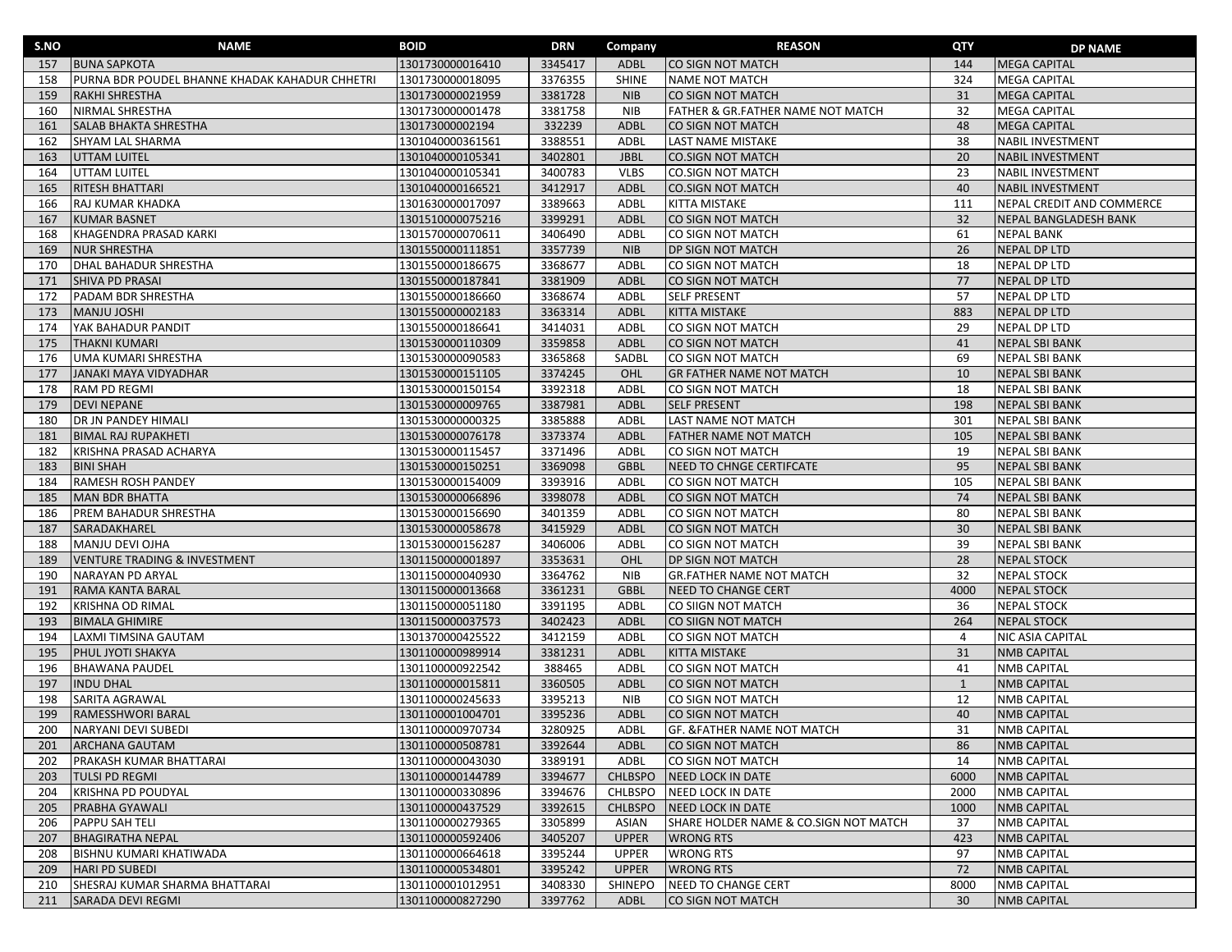| S.NO | NAME | BOID | DRN | Company | REASON | QTY | DP NAME |
|---|---|---|---|---|---|---|---|
| 157 | BUNA SAPKOTA | 1301730000016410 | 3345417 | ADBL | CO SIGN NOT MATCH | 144 | MEGA CAPITAL |
| 158 | PURNA BDR POUDEL BHANNE KHADAK KAHADUR CHHETRI | 1301730000018095 | 3376355 | SHINE | NAME NOT MATCH | 324 | MEGA CAPITAL |
| 159 | RAKHI SHRESTHA | 1301730000021959 | 3381728 | NIB | CO SIGN NOT MATCH | 31 | MEGA CAPITAL |
| 160 | NIRMAL SHRESTHA | 1301730000001478 | 3381758 | NIB | FATHER & GR.FATHER NAME NOT MATCH | 32 | MEGA CAPITAL |
| 161 | SALAB BHAKTA SHRESTHA | 130173000002194 | 332239 | ADBL | CO SIGN NOT MATCH | 48 | MEGA CAPITAL |
| 162 | SHYAM LAL SHARMA | 1301040000361561 | 3388551 | ADBL | LAST NAME MISTAKE | 38 | NABIL INVESTMENT |
| 163 | UTTAM LUITEL | 1301040000105341 | 3402801 | JBBL | CO.SIGN NOT MATCH | 20 | NABIL INVESTMENT |
| 164 | UTTAM LUITEL | 1301040000105341 | 3400783 | VLBS | CO.SIGN NOT MATCH | 23 | NABIL INVESTMENT |
| 165 | RITESH BHATTARI | 1301040000166521 | 3412917 | ADBL | CO.SIGN NOT MATCH | 40 | NABIL INVESTMENT |
| 166 | RAJ KUMAR KHADKA | 1301630000017097 | 3389663 | ADBL | KITTA MISTAKE | 111 | NEPAL CREDIT AND COMMERCE |
| 167 | KUMAR BASNET | 1301510000075216 | 3399291 | ADBL | CO SIGN NOT MATCH | 32 | NEPAL BANGLADESH BANK |
| 168 | KHAGENDRA PRASAD KARKI | 1301570000070611 | 3406490 | ADBL | CO SIGN NOT MATCH | 61 | NEPAL BANK |
| 169 | NUR SHRESTHA | 1301550000111851 | 3357739 | NIB | DP SIGN NOT MATCH | 26 | NEPAL DP LTD |
| 170 | DHAL BAHADUR SHRESTHA | 1301550000186675 | 3368677 | ADBL | CO SIGN NOT MATCH | 18 | NEPAL DP LTD |
| 171 | SHIVA PD PRASAI | 1301550000187841 | 3381909 | ADBL | CO SIGN NOT MATCH | 77 | NEPAL DP LTD |
| 172 | PADAM BDR SHRESTHA | 1301550000186660 | 3368674 | ADBL | SELF PRESENT | 57 | NEPAL DP LTD |
| 173 | MANJU JOSHI | 1301550000002183 | 3363314 | ADBL | KITTA MISTAKE | 883 | NEPAL DP LTD |
| 174 | YAK BAHADUR PANDIT | 1301550000186641 | 3414031 | ADBL | CO SIGN NOT MATCH | 29 | NEPAL DP LTD |
| 175 | THAKNI KUMARI | 1301530000110309 | 3359858 | ADBL | CO SIGN NOT MATCH | 41 | NEPAL SBI BANK |
| 176 | UMA KUMARI SHRESTHA | 1301530000090583 | 3365868 | SADBL | CO SIGN NOT MATCH | 69 | NEPAL SBI BANK |
| 177 | JANAKI MAYA VIDYADHAR | 1301530000151105 | 3374245 | OHL | GR FATHER NAME NOT MATCH | 10 | NEPAL SBI BANK |
| 178 | RAM PD REGMI | 1301530000150154 | 3392318 | ADBL | CO SIGN NOT MATCH | 18 | NEPAL SBI BANK |
| 179 | DEVI NEPANE | 1301530000009765 | 3387981 | ADBL | SELF PRESENT | 198 | NEPAL SBI BANK |
| 180 | DR JN PANDEY HIMALI | 1301530000000325 | 3385888 | ADBL | LAST NAME NOT MATCH | 301 | NEPAL SBI BANK |
| 181 | BIMAL RAJ RUPAKHETI | 1301530000076178 | 3373374 | ADBL | FATHER NAME NOT MATCH | 105 | NEPAL SBI BANK |
| 182 | KRISHNA PRASAD ACHARYA | 1301530000115457 | 3371496 | ADBL | CO SIGN NOT MATCH | 19 | NEPAL SBI BANK |
| 183 | BINI SHAH | 1301530000150251 | 3369098 | GBBL | NEED TO CHNGE CERTIFCATE | 95 | NEPAL SBI BANK |
| 184 | RAMESH ROSH PANDEY | 1301530000154009 | 3393916 | ADBL | CO SIGN NOT MATCH | 105 | NEPAL SBI BANK |
| 185 | MAN BDR BHATTA | 1301530000066896 | 3398078 | ADBL | CO SIGN NOT MATCH | 74 | NEPAL SBI BANK |
| 186 | PREM BAHADUR SHRESTHA | 1301530000156690 | 3401359 | ADBL | CO SIGN NOT MATCH | 80 | NEPAL SBI BANK |
| 187 | SARADAKHAREL | 1301530000058678 | 3415929 | ADBL | CO SIGN NOT MATCH | 30 | NEPAL SBI BANK |
| 188 | MANJU DEVI OJHA | 1301530000156287 | 3406006 | ADBL | CO SIGN NOT MATCH | 39 | NEPAL SBI BANK |
| 189 | VENTURE TRADING & INVESTMENT | 1301150000001897 | 3353631 | OHL | DP SIGN NOT MATCH | 28 | NEPAL STOCK |
| 190 | NARAYAN PD ARYAL | 1301150000040930 | 3364762 | NIB | GR.FATHER NAME NOT MATCH | 32 | NEPAL STOCK |
| 191 | RAMA KANTA BARAL | 1301150000013668 | 3361231 | GBBL | NEED TO CHANGE CERT | 4000 | NEPAL STOCK |
| 192 | KRISHNA OD RIMAL | 1301150000051180 | 3391195 | ADBL | CO SIIGN NOT MATCH | 36 | NEPAL STOCK |
| 193 | BIMALA GHIMIRE | 1301150000037573 | 3402423 | ADBL | CO SIIGN NOT MATCH | 264 | NEPAL STOCK |
| 194 | LAXMI TIMSINA GAUTAM | 1301370000425522 | 3412159 | ADBL | CO SIGN NOT MATCH | 4 | NIC ASIA CAPITAL |
| 195 | PHUL JYOTI SHAKYA | 1301100000989914 | 3381231 | ADBL | KITTA MISTAKE | 31 | NMB CAPITAL |
| 196 | BHAWANA PAUDEL | 1301100000922542 | 388465 | ADBL | CO SIGN NOT MATCH | 41 | NMB CAPITAL |
| 197 | INDU DHAL | 1301100000015811 | 3360505 | ADBL | CO SIGN NOT MATCH | 1 | NMB CAPITAL |
| 198 | SARITA AGRAWAL | 1301100000245633 | 3395213 | NIB | CO SIGN NOT MATCH | 12 | NMB CAPITAL |
| 199 | RAMESSHWORI BARAL | 1301100001004701 | 3395236 | ADBL | CO SIGN NOT MATCH | 40 | NMB CAPITAL |
| 200 | NARYANI DEVI SUBEDI | 1301100000970734 | 3280925 | ADBL | GF. &FATHER NAME NOT MATCH | 31 | NMB CAPITAL |
| 201 | ARCHANA GAUTAM | 1301100000508781 | 3392644 | ADBL | CO SIGN NOT MATCH | 86 | NMB CAPITAL |
| 202 | PRAKASH KUMAR BHATTARAI | 1301100000043030 | 3389191 | ADBL | CO SIGN NOT MATCH | 14 | NMB CAPITAL |
| 203 | TULSI PD REGMI | 1301100000144789 | 3394677 | CHLBSPO | NEED LOCK IN DATE | 6000 | NMB CAPITAL |
| 204 | KRISHNA PD POUDYAL | 1301100000330896 | 3394676 | CHLBSPO | NEED LOCK IN DATE | 2000 | NMB CAPITAL |
| 205 | PRABHA GYAWALI | 1301100000437529 | 3392615 | CHLBSPO | NEED LOCK IN DATE | 1000 | NMB CAPITAL |
| 206 | PAPPU SAH TELI | 1301100000279365 | 3305899 | ASIAN | SHARE HOLDER NAME & CO.SIGN NOT MATCH | 37 | NMB CAPITAL |
| 207 | BHAGIRATHA NEPAL | 1301100000592406 | 3405207 | UPPER | WRONG RTS | 423 | NMB CAPITAL |
| 208 | BISHNU KUMARI KHATIWADA | 1301100000664618 | 3395244 | UPPER | WRONG RTS | 97 | NMB CAPITAL |
| 209 | HARI PD SUBEDI | 1301100000534801 | 3395242 | UPPER | WRONG RTS | 72 | NMB CAPITAL |
| 210 | SHESRAJ KUMAR SHARMA BHATTARAI | 1301100001012951 | 3408330 | SHINEPO | NEED TO CHANGE CERT | 8000 | NMB CAPITAL |
| 211 | SARADA DEVI REGMI | 1301100000827290 | 3397762 | ADBL | CO SIGN NOT MATCH | 30 | NMB CAPITAL |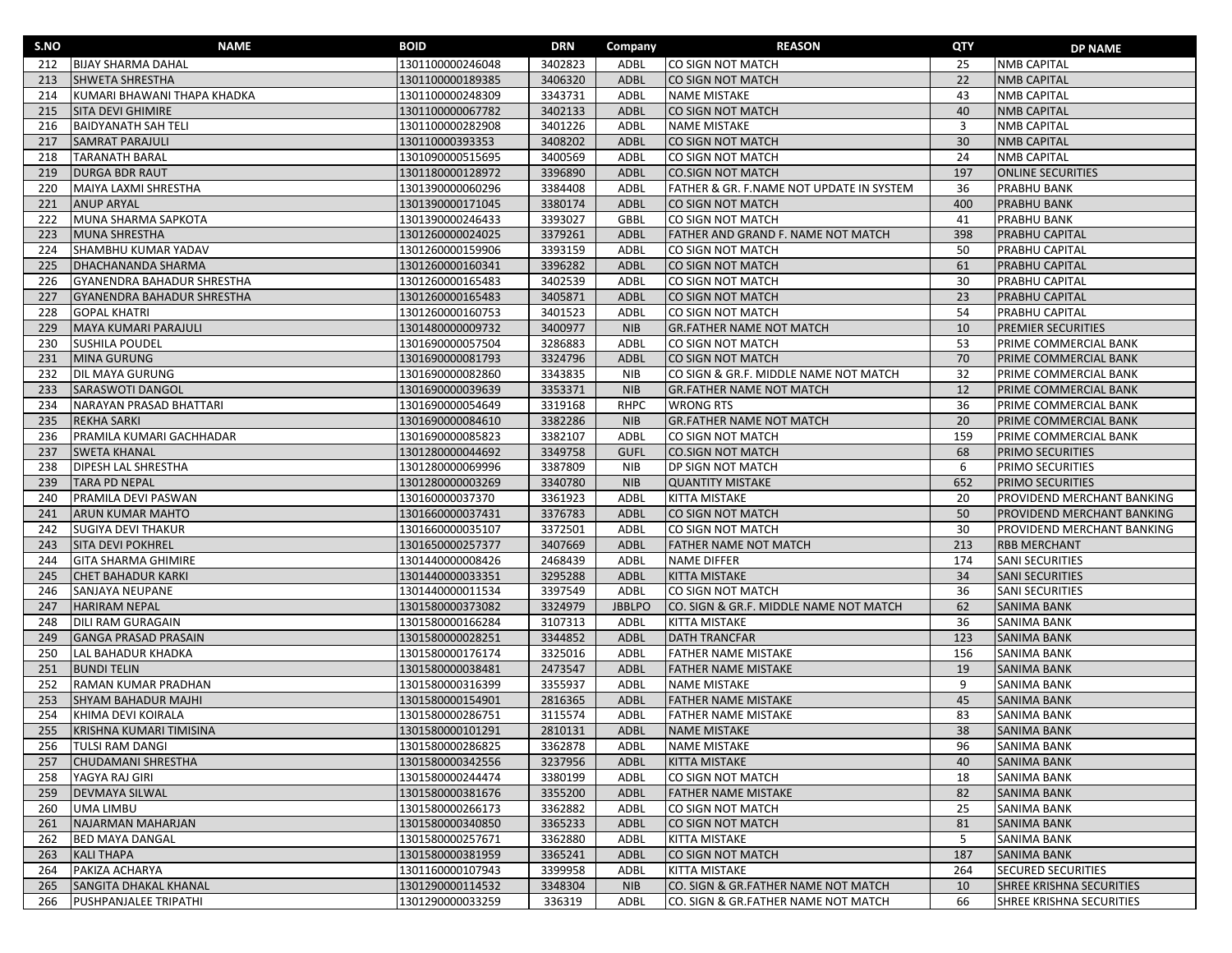| S.NO | NAME | BOID | DRN | Company | REASON | QTY | DP NAME |
|---|---|---|---|---|---|---|---|
| 212 | BIJAY SHARMA DAHAL | 1301100000246048 | 3402823 | ADBL | CO SIGN NOT MATCH | 25 | NMB CAPITAL |
| 213 | SHWETA SHRESTHA | 1301100000189385 | 3406320 | ADBL | CO SIGN NOT MATCH | 22 | NMB CAPITAL |
| 214 | KUMARI BHAWANI THAPA KHADKA | 1301100000248309 | 3343731 | ADBL | NAME MISTAKE | 43 | NMB CAPITAL |
| 215 | SITA DEVI GHIMIRE | 1301100000067782 | 3402133 | ADBL | CO SIGN NOT MATCH | 40 | NMB CAPITAL |
| 216 | BAIDYANATH SAH TELI | 1301100000282908 | 3401226 | ADBL | NAME MISTAKE | 3 | NMB CAPITAL |
| 217 | SAMRAT PARAJULI | 130110000393353 | 3408202 | ADBL | CO SIGN NOT MATCH | 30 | NMB CAPITAL |
| 218 | TARANATH BARAL | 1301090000515695 | 3400569 | ADBL | CO SIGN NOT MATCH | 24 | NMB CAPITAL |
| 219 | DURGA BDR RAUT | 1301180000128972 | 3396890 | ADBL | CO.SIGN NOT MATCH | 197 | ONLINE SECURITIES |
| 220 | MAIYA LAXMI SHRESTHA | 1301390000060296 | 3384408 | ADBL | FATHER & GR. F.NAME NOT UPDATE IN SYSTEM | 36 | PRABHU BANK |
| 221 | ANUP ARYAL | 1301390000171045 | 3380174 | ADBL | CO SIGN NOT MATCH | 400 | PRABHU BANK |
| 222 | MUNA SHARMA SAPKOTA | 1301390000246433 | 3393027 | GBBL | CO SIGN NOT MATCH | 41 | PRABHU BANK |
| 223 | MUNA SHRESTHA | 1301260000024025 | 3379261 | ADBL | FATHER AND GRAND F. NAME NOT MATCH | 398 | PRABHU CAPITAL |
| 224 | SHAMBHU KUMAR YADAV | 1301260000159906 | 3393159 | ADBL | CO SIGN NOT MATCH | 50 | PRABHU CAPITAL |
| 225 | DHACHANANDA SHARMA | 1301260000160341 | 3396282 | ADBL | CO SIGN NOT MATCH | 61 | PRABHU CAPITAL |
| 226 | GYANENDRA BAHADUR SHRESTHA | 1301260000165483 | 3402539 | ADBL | CO SIGN NOT MATCH | 30 | PRABHU CAPITAL |
| 227 | GYANENDRA BAHADUR SHRESTHA | 1301260000165483 | 3405871 | ADBL | CO SIGN NOT MATCH | 23 | PRABHU CAPITAL |
| 228 | GOPAL KHATRI | 1301260000160753 | 3401523 | ADBL | CO SIGN NOT MATCH | 54 | PRABHU CAPITAL |
| 229 | MAYA KUMARI PARAJULI | 1301480000009732 | 3400977 | NIB | GR.FATHER NAME NOT MATCH | 10 | PREMIER SECURITIES |
| 230 | SUSHILA POUDEL | 1301690000057504 | 3286883 | ADBL | CO SIGN NOT MATCH | 53 | PRIME COMMERCIAL BANK |
| 231 | MINA GURUNG | 1301690000081793 | 3324796 | ADBL | CO SIGN NOT MATCH | 70 | PRIME COMMERCIAL BANK |
| 232 | DIL MAYA GURUNG | 1301690000082860 | 3343835 | NIB | CO SIGN & GR.F. MIDDLE NAME NOT MATCH | 32 | PRIME COMMERCIAL BANK |
| 233 | SARASWOTI DANGOL | 1301690000039639 | 3353371 | NIB | GR.FATHER NAME NOT MATCH | 12 | PRIME COMMERCIAL BANK |
| 234 | NARAYAN PRASAD BHATTARI | 1301690000054649 | 3319168 | RHPC | WRONG RTS | 36 | PRIME COMMERCIAL BANK |
| 235 | REKHA SARKI | 1301690000084610 | 3382286 | NIB | GR.FATHER NAME NOT MATCH | 20 | PRIME COMMERCIAL BANK |
| 236 | PRAMILA KUMARI GACHHADAR | 1301690000085823 | 3382107 | ADBL | CO SIGN NOT MATCH | 159 | PRIME COMMERCIAL BANK |
| 237 | SWETA KHANAL | 1301280000044692 | 3349758 | GUFL | CO.SIGN NOT MATCH | 68 | PRIMO SECURITIES |
| 238 | DIPESH LAL SHRESTHA | 1301280000069996 | 3387809 | NIB | DP SIGN NOT MATCH | 6 | PRIMO SECURITIES |
| 239 | TARA PD NEPAL | 1301280000003269 | 3340780 | NIB | QUANTITY MISTAKE | 652 | PRIMO SECURITIES |
| 240 | PRAMILA DEVI PASWAN | 130160000037370 | 3361923 | ADBL | KITTA MISTAKE | 20 | PROVIDEND MERCHANT BANKING |
| 241 | ARUN KUMAR MAHTO | 1301660000037431 | 3376783 | ADBL | CO SIGN NOT MATCH | 50 | PROVIDEND MERCHANT BANKING |
| 242 | SUGIYA DEVI THAKUR | 1301660000035107 | 3372501 | ADBL | CO SIGN NOT MATCH | 30 | PROVIDEND MERCHANT BANKING |
| 243 | SITA DEVI POKHREL | 1301650000257377 | 3407669 | ADBL | FATHER NAME NOT MATCH | 213 | RBB MERCHANT |
| 244 | GITA SHARMA GHIMIRE | 1301440000008426 | 2468439 | ADBL | NAME DIFFER | 174 | SANI SECURITIES |
| 245 | CHET BAHADUR KARKI | 1301440000033351 | 3295288 | ADBL | KITTA MISTAKE | 34 | SANI SECURITIES |
| 246 | SANJAYA NEUPANE | 1301440000011534 | 3397549 | ADBL | CO SIGN NOT MATCH | 36 | SANI SECURITIES |
| 247 | HARIRAM NEPAL | 1301580000373082 | 3324979 | JBBLPO | CO. SIGN & GR.F. MIDDLE NAME NOT MATCH | 62 | SANIMA BANK |
| 248 | DILI RAM GURAGAIN | 1301580000166284 | 3107313 | ADBL | KITTA MISTAKE | 36 | SANIMA BANK |
| 249 | GANGA PRASAD PRASAIN | 1301580000028251 | 3344852 | ADBL | DATH TRANCFAR | 123 | SANIMA BANK |
| 250 | LAL BAHADUR KHADKA | 1301580000176174 | 3325016 | ADBL | FATHER NAME MISTAKE | 156 | SANIMA BANK |
| 251 | BUNDI TELIN | 1301580000038481 | 2473547 | ADBL | FATHER NAME MISTAKE | 19 | SANIMA BANK |
| 252 | RAMAN KUMAR PRADHAN | 1301580000316399 | 3355937 | ADBL | NAME MISTAKE | 9 | SANIMA BANK |
| 253 | SHYAM BAHADUR MAJHI | 1301580000154901 | 2816365 | ADBL | FATHER NAME MISTAKE | 45 | SANIMA BANK |
| 254 | KHIMA DEVI KOIRALA | 1301580000286751 | 3115574 | ADBL | FATHER NAME MISTAKE | 83 | SANIMA BANK |
| 255 | KRISHNA KUMARI TIMISINA | 1301580000101291 | 2810131 | ADBL | NAME MISTAKE | 38 | SANIMA BANK |
| 256 | TULSI RAM DANGI | 1301580000286825 | 3362878 | ADBL | NAME MISTAKE | 96 | SANIMA BANK |
| 257 | CHUDAMANI SHRESTHA | 1301580000342556 | 3237956 | ADBL | KITTA MISTAKE | 40 | SANIMA BANK |
| 258 | YAGYA RAJ GIRI | 1301580000244474 | 3380199 | ADBL | CO SIGN NOT MATCH | 18 | SANIMA BANK |
| 259 | DEVMAYA SILWAL | 1301580000381676 | 3355200 | ADBL | FATHER NAME MISTAKE | 82 | SANIMA BANK |
| 260 | UMA LIMBU | 1301580000266173 | 3362882 | ADBL | CO SIGN NOT MATCH | 25 | SANIMA BANK |
| 261 | NAJARMAN MAHARJAN | 1301580000340850 | 3365233 | ADBL | CO SIGN NOT MATCH | 81 | SANIMA BANK |
| 262 | BED MAYA DANGAL | 1301580000257671 | 3362880 | ADBL | KITTA MISTAKE | 5 | SANIMA BANK |
| 263 | KALI THAPA | 1301580000381959 | 3365241 | ADBL | CO SIGN NOT MATCH | 187 | SANIMA BANK |
| 264 | PAKIZA ACHARYA | 1301160000107943 | 3399958 | ADBL | KITTA MISTAKE | 264 | SECURED SECURITIES |
| 265 | SANGITA DHAKAL KHANAL | 1301290000114532 | 3348304 | NIB | CO. SIGN & GR.FATHER NAME NOT MATCH | 10 | SHREE KRISHNA SECURITIES |
| 266 | PUSHPANJALEE TRIPATHI | 1301290000033259 | 336319 | ADBL | CO. SIGN & GR.FATHER NAME NOT MATCH | 66 | SHREE KRISHNA SECURITIES |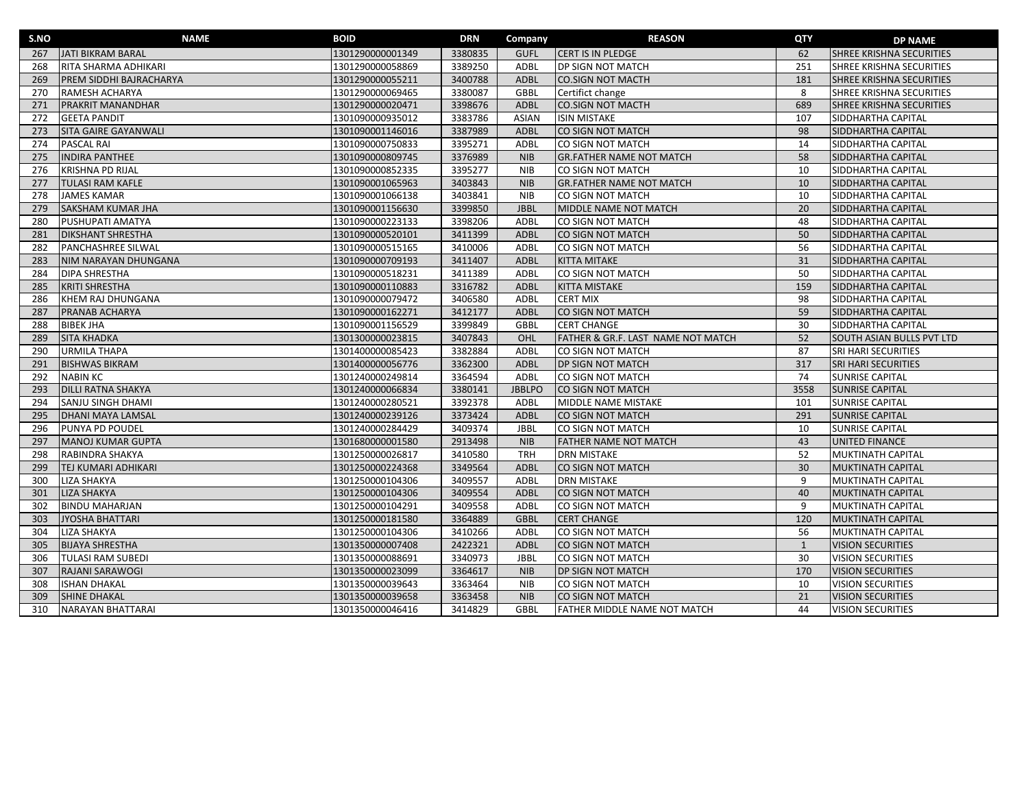| S.NO | NAME | BOID | DRN | Company | REASON | QTY | DP NAME |
|---|---|---|---|---|---|---|---|
| 267 | JATI BIKRAM BARAL | 1301290000001349 | 3380835 | GUFL | CERT IS IN PLEDGE | 62 | SHREE KRISHNA SECURITIES |
| 268 | RITA SHARMA ADHIKARI | 1301290000058869 | 3389250 | ADBL | DP SIGN NOT MATCH | 251 | SHREE KRISHNA SECURITIES |
| 269 | PREM SIDDHI BAJRACHARYA | 1301290000055211 | 3400788 | ADBL | CO.SIGN NOT MACTH | 181 | SHREE KRISHNA SECURITIES |
| 270 | RAMESH ACHARYA | 1301290000069465 | 3380087 | GBBL | Certifict change | 8 | SHREE KRISHNA SECURITIES |
| 271 | PRAKRIT MANANDHAR | 1301290000020471 | 3398676 | ADBL | CO.SIGN NOT MACTH | 689 | SHREE KRISHNA SECURITIES |
| 272 | GEETA PANDIT | 1301090000935012 | 3383786 | ASIAN | ISIN MISTAKE | 107 | SIDDHARTHA CAPITAL |
| 273 | SITA GAIRE GAYANWALI | 1301090001146016 | 3387989 | ADBL | CO SIGN NOT MATCH | 98 | SIDDHARTHA CAPITAL |
| 274 | PASCAL RAI | 1301090000750833 | 3395271 | ADBL | CO SIGN NOT MATCH | 14 | SIDDHARTHA CAPITAL |
| 275 | INDIRA PANTHEE | 1301090000809745 | 3376989 | NIB | GR.FATHER NAME NOT MATCH | 58 | SIDDHARTHA CAPITAL |
| 276 | KRISHNA PD RIJAL | 1301090000852335 | 3395277 | NIB | CO SIGN NOT MATCH | 10 | SIDDHARTHA CAPITAL |
| 277 | TULASI RAM KAFLE | 1301090001065963 | 3403843 | NIB | GR.FATHER NAME NOT MATCH | 10 | SIDDHARTHA CAPITAL |
| 278 | JAMES KAMAR | 1301090001066138 | 3403841 | NIB | CO SIGN NOT MATCH | 10 | SIDDHARTHA CAPITAL |
| 279 | SAKSHAM KUMAR JHA | 1301090001156630 | 3399850 | JBBL | MIDDLE NAME NOT MATCH | 20 | SIDDHARTHA CAPITAL |
| 280 | PUSHUPATI AMATYA | 1301090000223133 | 3398206 | ADBL | CO SIGN NOT MATCH | 48 | SIDDHARTHA CAPITAL |
| 281 | DIKSHANT SHRESTHA | 1301090000520101 | 3411399 | ADBL | CO SIGN NOT MATCH | 50 | SIDDHARTHA CAPITAL |
| 282 | PANCHASHREE SILWAL | 1301090000515165 | 3410006 | ADBL | CO SIGN NOT MATCH | 56 | SIDDHARTHA CAPITAL |
| 283 | NIM NARAYAN DHUNGANA | 1301090000709193 | 3411407 | ADBL | KITTA MITAKE | 31 | SIDDHARTHA CAPITAL |
| 284 | DIPA SHRESTHA | 1301090000518231 | 3411389 | ADBL | CO SIGN NOT MATCH | 50 | SIDDHARTHA CAPITAL |
| 285 | KRITI SHRESTHA | 1301090000110883 | 3316782 | ADBL | KITTA MISTAKE | 159 | SIDDHARTHA CAPITAL |
| 286 | KHEM RAJ DHUNGANA | 1301090000079472 | 3406580 | ADBL | CERT MIX | 98 | SIDDHARTHA CAPITAL |
| 287 | PRANAB ACHARYA | 1301090000162271 | 3412177 | ADBL | CO SIGN NOT MATCH | 59 | SIDDHARTHA CAPITAL |
| 288 | BIBEK JHA | 1301090001156529 | 3399849 | GBBL | CERT CHANGE | 30 | SIDDHARTHA CAPITAL |
| 289 | SITA KHADKA | 1301300000023815 | 3407843 | OHL | FATHER & GR.F. LAST NAME NOT MATCH | 52 | SOUTH ASIAN BULLS PVT LTD |
| 290 | URMILA THAPA | 1301400000085423 | 3382884 | ADBL | CO SIGN NOT MATCH | 87 | SRI HARI SECURITIES |
| 291 | BISHWAS BIKRAM | 1301400000056776 | 3362300 | ADBL | DP SIGN NOT MATCH | 317 | SRI HARI SECURITIES |
| 292 | NABIN KC | 1301240000249814 | 3364594 | ADBL | CO SIGN NOT MATCH | 74 | SUNRISE CAPITAL |
| 293 | DILLI RATNA SHAKYA | 1301240000066834 | 3380141 | JBBLPO | CO SIGN NOT MATCH | 3558 | SUNRISE CAPITAL |
| 294 | SANJU SINGH DHAMI | 1301240000280521 | 3392378 | ADBL | MIDDLE NAME MISTAKE | 101 | SUNRISE CAPITAL |
| 295 | DHANI MAYA LAMSAL | 1301240000239126 | 3373424 | ADBL | CO SIGN NOT MATCH | 291 | SUNRISE CAPITAL |
| 296 | PUNYA PD POUDEL | 1301240000284429 | 3409374 | JBBL | CO SIGN NOT MATCH | 10 | SUNRISE CAPITAL |
| 297 | MANOJ KUMAR GUPTA | 1301680000001580 | 2913498 | NIB | FATHER NAME NOT MATCH | 43 | UNITED FINANCE |
| 298 | RABINDRA SHAKYA | 1301250000026817 | 3410580 | TRH | DRN MISTAKE | 52 | MUKTINATH CAPITAL |
| 299 | TEJ KUMARI ADHIKARI | 1301250000224368 | 3349564 | ADBL | CO SIGN NOT MATCH | 30 | MUKTINATH CAPITAL |
| 300 | LIZA SHAKYA | 1301250000104306 | 3409557 | ADBL | DRN MISTAKE | 9 | MUKTINATH CAPITAL |
| 301 | LIZA SHAKYA | 1301250000104306 | 3409554 | ADBL | CO SIGN NOT MATCH | 40 | MUKTINATH CAPITAL |
| 302 | BINDU MAHARJAN | 1301250000104291 | 3409558 | ADBL | CO SIGN NOT MATCH | 9 | MUKTINATH CAPITAL |
| 303 | JYOSHA BHATTARI | 1301250000181580 | 3364889 | GBBL | CERT CHANGE | 120 | MUKTINATH CAPITAL |
| 304 | LIZA SHAKYA | 1301250000104306 | 3410266 | ADBL | CO SIGN NOT MATCH | 56 | MUKTINATH CAPITAL |
| 305 | BIJAYA SHRESTHA | 1301350000007408 | 2422321 | ADBL | CO SIGN NOT MATCH | 1 | VISION SECURITIES |
| 306 | TULASI RAM SUBEDI | 1301350000088691 | 3340973 | JBBL | CO SIGN NOT MATCH | 30 | VISION SECURITIES |
| 307 | RAJANI SARAWOGI | 1301350000023099 | 3364617 | NIB | DP SIGN NOT MATCH | 170 | VISION SECURITIES |
| 308 | ISHAN DHAKAL | 1301350000039643 | 3363464 | NIB | CO SIGN NOT MATCH | 10 | VISION SECURITIES |
| 309 | SHINE DHAKAL | 1301350000039658 | 3363458 | NIB | CO SIGN NOT MATCH | 21 | VISION SECURITIES |
| 310 | NARAYAN BHATTARAI | 1301350000046416 | 3414829 | GBBL | FATHER MIDDLE NAME NOT MATCH | 44 | VISION SECURITIES |